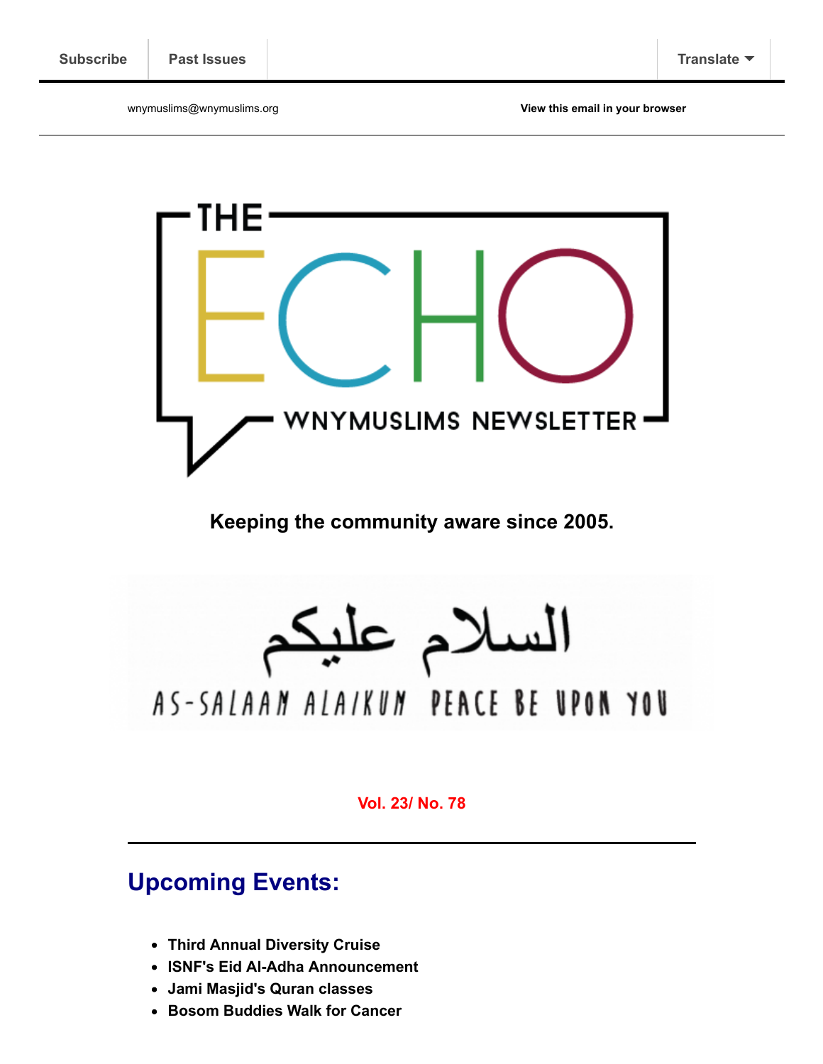Subscribe | Past Issues | Translate

wnymuslims@wnymuslims.org

View this email in your browser

# THE ECHO

WNYMUSLIMS NEWSLETTER

**Keeping the community aware since 2005.**

السلام عليكم

AS-SALAAM ALAIKUM PEACE BE UPON YOU

**Vol. 23/ No. 78**

---

## Upcoming Events:

- **Third Annual Diversity Cruise**
- **ISNF's Eid Al-Adha Announcement**
- **Jami Masjid's Quran classes**
- **Bosom Buddies Walk for Cancer**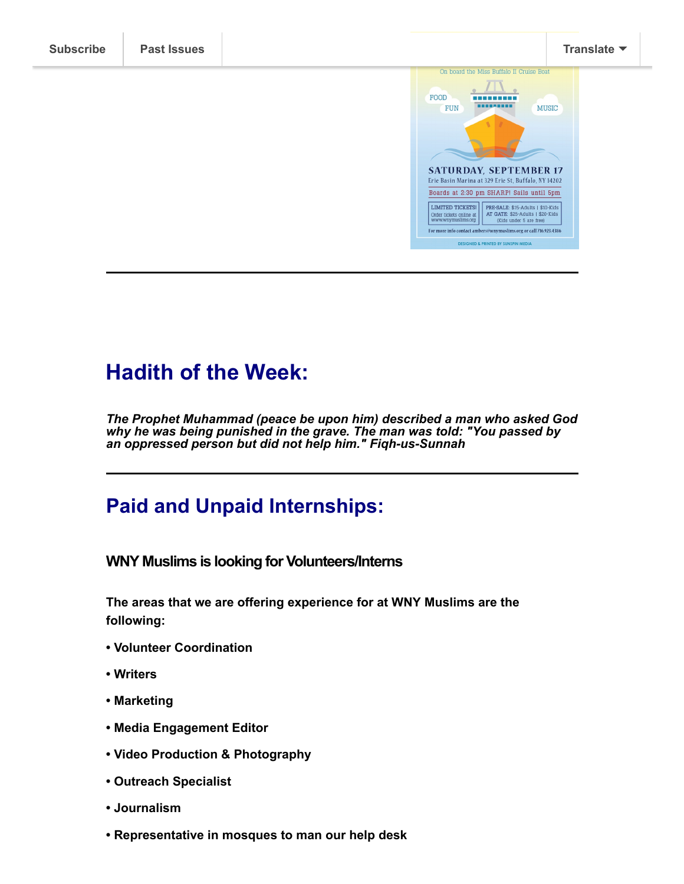Subscribe | Past Issues | Translate

On board the Miss Buffalo II Cruise Boat

FOOD FUN MUSIC

SATURDAY, SEPTEMBER 17
Erie Basin Marina at 329 Erie St, Buffalo, NY 14202

Boards at 2:30 pm SHARP! Sails until 5pm

LIMITED TICKETS! Order tickets online at www.wnymuslims.org

PRE-SALE: $15-Adults | $10-Kids
AT GATE: $25-Adults | $20-Kids
(Kids under 5 are free)

For more info contact ambers@wnymuslims.org or call 716.923.4386

DESIGNED & PRINTED BY SUNSPIN MEDIA

---

## Hadith of the Week:

***The Prophet Muhammad (peace be upon him) described a man who asked God why he was being punished in the grave. The man was told: "You passed by an oppressed person but did not help him." Fiqh-us-Sunnah***

---

## Paid and Unpaid Internships:

### WNY Muslims is looking for Volunteers/Interns

**The areas that we are offering experience for at WNY Muslims are the following:**

- **Volunteer Coordination**
- **Writers**
- **Marketing**
- **Media Engagement Editor**
- **Video Production & Photography**
- **Outreach Specialist**
- **Journalism**
- **Representative in mosques to man our help desk**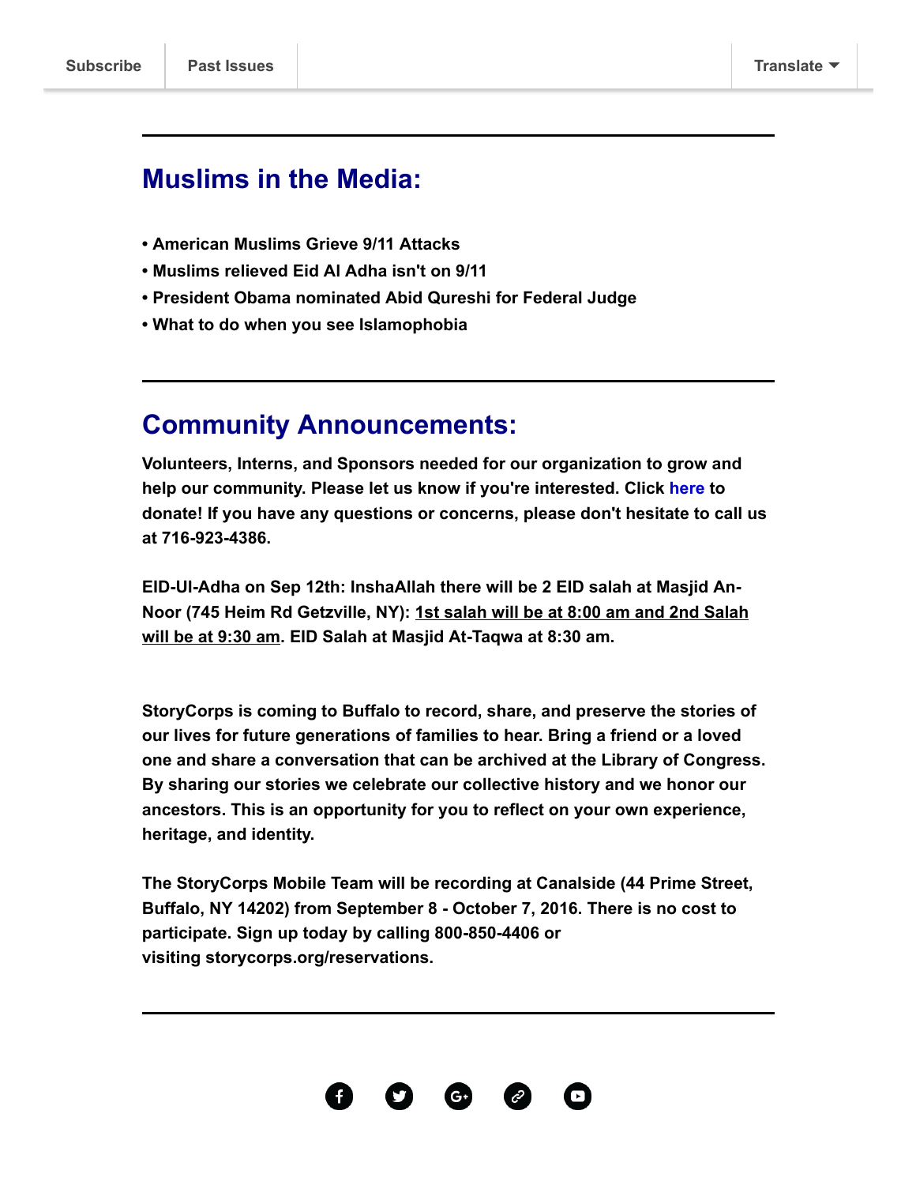Subscribe | Past Issues | Translate

---

## Muslims in the Media:

- **American Muslims Grieve 9/11 Attacks**
- **Muslims relieved Eid Al Adha isn't on 9/11**
- **President Obama nominated Abid Qureshi for Federal Judge**
- **What to do when you see Islamophobia**

---

## Community Announcements:

**Volunteers, Interns, and Sponsors needed for our organization to grow and help our community. Please let us know if you're interested. Click here to donate! If you have any questions or concerns, please don't hesitate to call us at 716-923-4386.**

**EID-Ul-Adha on Sep 12th: InshaAllah there will be 2 EID salah at Masjid An-Noor (745 Heim Rd Getzville, NY): 1st salah will be at 8:00 am and 2nd Salah will be at 9:30 am. EID Salah at Masjid At-Taqwa at 8:30 am.**

**StoryCorps is coming to Buffalo to record, share, and preserve the stories of our lives for future generations of families to hear. Bring a friend or a loved one and share a conversation that can be archived at the Library of Congress. By sharing our stories we celebrate our collective history and we honor our ancestors. This is an opportunity for you to reflect on your own experience, heritage, and identity.**

**The StoryCorps Mobile Team will be recording at Canalside (44 Prime Street, Buffalo, NY 14202) from September 8 - October 7, 2016. There is no cost to participate. Sign up today by calling 800-850-4406 or visiting storycorps.org/reservations.**

---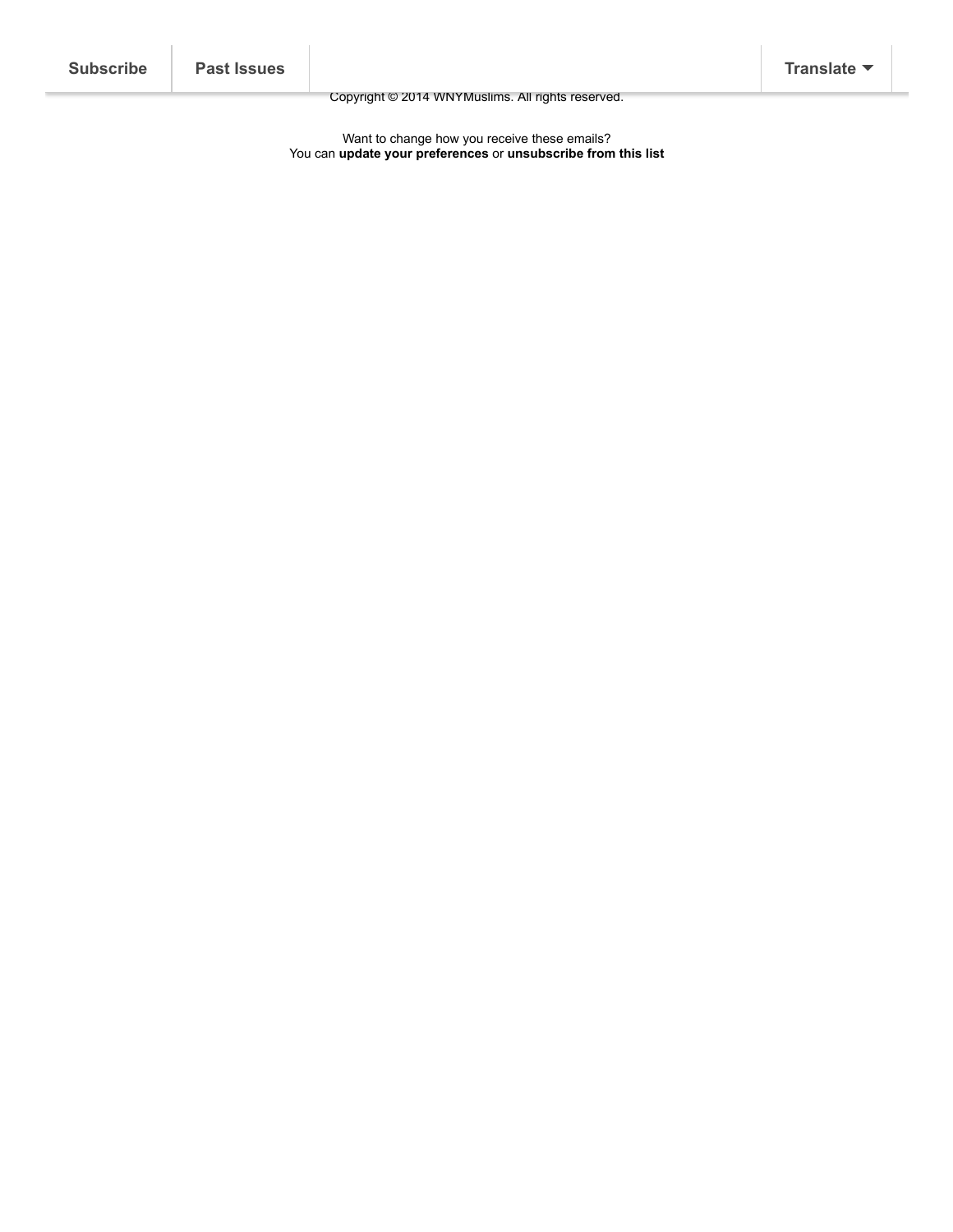Subscribe | Past Issues | Translate

Copyright © 2014 WNYMuslims. All rights reserved.

Want to change how you receive these emails?
You can **update your preferences** or **unsubscribe from this list**